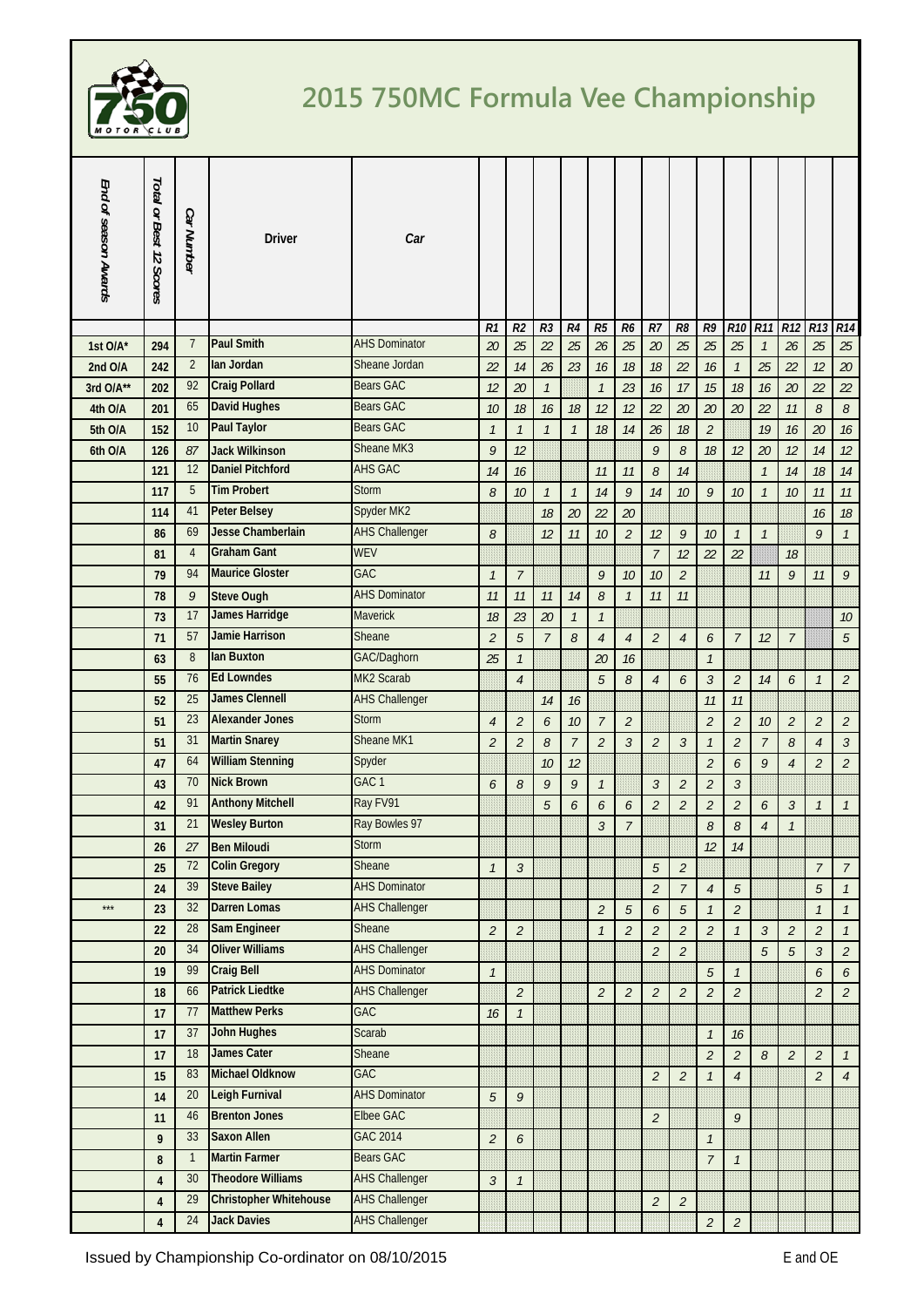# 2015 750MC Formula Vee Championship

| End of season Awards | Total or Best 12 Scores | Car Number | Driver | Car | R1 | R2 | R3 | R4 | R5 | R6 | R7 | R8 | R9 | R10 | R11 | R12 | R13 | R14 |
|---|---|---|---|---|---|---|---|---|---|---|---|---|---|---|---|---|---|---|
| 1st O/A* | 294 | 7 | Paul Smith | AHS Dominator | 20 | 25 | 22 | 25 | 26 | 25 | 20 | 25 | 25 | 25 | 1 | 26 | 25 | 25 |
| 2nd O/A | 242 | 2 | Ian Jordan | Sheane Jordan | 22 | 14 | 26 | 23 | 16 | 18 | 18 | 22 | 16 | 1 | 25 | 22 | 12 | 20 |
| 3rd O/A** | 202 | 92 | Craig Pollard | Bears GAC | 12 | 20 | 1 | | 1 | 23 | 16 | 17 | 15 | 18 | 16 | 20 | 22 | 22 |
| 4th O/A | 201 | 65 | David Hughes | Bears GAC | 10 | 18 | 16 | 18 | 12 | 12 | 22 | 20 | 20 | 20 | 22 | 11 | 8 | 8 |
| 5th O/A | 152 | 10 | Paul Taylor | Bears GAC | 1 | 1 | 1 | 1 | 18 | 14 | 26 | 18 | 2 | | 19 | 16 | 20 | 16 |
| 6th O/A | 126 | 87 | Jack Wilkinson | Sheane MK3 | 9 | 12 | | | | | 9 | 8 | 18 | 12 | 20 | 12 | 14 | 12 |
| | 121 | 12 | Daniel Pitchford | AHS GAC | 14 | 16 | | | 11 | 11 | 8 | 14 | | | 1 | 14 | 18 | 14 |
| | 117 | 5 | Tim Probert | Storm | 8 | 10 | 1 | 1 | 14 | 9 | 14 | 10 | 9 | 10 | 1 | 10 | 11 | 11 |
| | 114 | 41 | Peter Belsey | Spyder MK2 | | | 18 | 20 | 22 | 20 | | | | | | | 16 | 18 |
| | 86 | 69 | Jesse Chamberlain | AHS Challenger | 8 | | 12 | 11 | 10 | 2 | 12 | 9 | 10 | 1 | 1 | | 9 | 1 |
| | 81 | 4 | Graham Gant | WEV | | | | | | | 7 | 12 | 22 | 22 | | 18 | | |
| | 79 | 94 | Maurice Gloster | GAC | 1 | 7 | | | 9 | 10 | 10 | 2 | | | 11 | 9 | 11 | 9 |
| | 78 | 9 | Steve Ough | AHS Dominator | 11 | 11 | 11 | 14 | 8 | 1 | 11 | 11 | | | | | | |
| | 73 | 17 | James Harridge | Maverick | 18 | 23 | 20 | 1 | 1 | | | | | | | | | 10 |
| | 71 | 57 | Jamie Harrison | Sheane | 2 | 5 | 7 | 8 | 4 | 4 | 2 | 4 | 6 | 7 | 12 | 7 | | 5 |
| | 63 | 8 | Ian Buxton | GAC/Daghorn | 25 | 1 | | | 20 | 16 | | | 1 | | | | | |
| | 55 | 76 | Ed Lowndes | MK2 Scarab | | 4 | | | 5 | 8 | 4 | 6 | 3 | 2 | 14 | 6 | 1 | 2 |
| | 52 | 25 | James Clennell | AHS Challenger | | | 14 | 16 | | | | | 11 | 11 | | | | |
| | 51 | 23 | Alexander Jones | Storm | 4 | 2 | 6 | 10 | 7 | 2 | | | 2 | 2 | 10 | 2 | 2 | 2 |
| | 51 | 31 | Martin Snarey | Sheane MK1 | 2 | 2 | 8 | 7 | 2 | 3 | 2 | 3 | 1 | 2 | 7 | 8 | 4 | 3 |
| | 47 | 64 | William Stenning | Spyder | | | 10 | 12 | | | | | 2 | 6 | 9 | 4 | 2 | 2 |
| | 43 | 70 | Nick Brown | GAC 1 | 6 | 8 | 9 | 9 | 1 | | 3 | 2 | 2 | 3 | | | | |
| | 42 | 91 | Anthony Mitchell | Ray FV91 | | | 5 | 6 | 6 | 6 | 2 | 2 | 2 | 2 | 6 | 3 | 1 | 1 |
| | 31 | 21 | Wesley Burton | Ray Bowles 97 | | | | | 3 | 7 | | | 8 | 8 | 4 | 1 | | |
| | 26 | 27 | Ben Miloudi | Storm | | | | | | | | | 12 | 14 | | | | |
| | 25 | 72 | Colin Gregory | Sheane | 1 | 3 | | | | | 5 | 2 | | | | | 7 | 7 |
| | 24 | 39 | Steve Bailey | AHS Dominator | | | | | | | 2 | 7 | 4 | 5 | | | 5 | 1 |
| *** | 23 | 32 | Darren Lomas | AHS Challenger | | | | | 2 | 5 | 6 | 5 | 1 | 2 | | | 1 | 1 |
| | 22 | 28 | Sam Engineer | Sheane | 2 | 2 | | | 1 | 2 | 2 | 2 | 2 | 1 | 3 | 2 | 2 | 1 |
| | 20 | 34 | Oliver Williams | AHS Challenger | | | | | | | 2 | 2 | | | 5 | 5 | 3 | 2 |
| | 19 | 99 | Craig Bell | AHS Dominator | 1 | | | | | | | | 5 | 1 | | | 6 | 6 |
| | 18 | 66 | Patrick Liedtke | AHS Challenger | | 2 | | | 2 | 2 | 2 | 2 | 2 | 2 | | | 2 | 2 |
| | 17 | 77 | Matthew Perks | GAC | 16 | 1 | | | | | | | | | | | | |
| | 17 | 37 | John Hughes | Scarab | | | | | | | | | 1 | 16 | | | | |
| | 17 | 18 | James Cater | Sheane | | | | | | | | | 2 | 2 | 8 | 2 | 2 | 1 |
| | 15 | 83 | Michael Oldknow | GAC | | | | | | | 2 | 2 | 1 | 4 | | | 2 | 4 |
| | 14 | 20 | Leigh Furnival | AHS Dominator | 5 | 9 | | | | | | | | | | | | |
| | 11 | 46 | Brenton Jones | Elbee GAC | | | | | | | 2 | | | 9 | | | | |
| | 9 | 33 | Saxon Allen | GAC 2014 | 2 | 6 | | | | | | | 1 | | | | | |
| | 8 | 1 | Martin Farmer | Bears GAC | | | | | | | | | 7 | 1 | | | | |
| | 4 | 30 | Theodore Williams | AHS Challenger | 3 | 1 | | | | | | | | | | | | |
| | 4 | 29 | Christopher Whitehouse | AHS Challenger | | | | | | | 2 | 2 | | | | | | |
| | 4 | 24 | Jack Davies | AHS Challenger | | | | | | | | | 2 | 2 | | | | |

Issued by Championship Co-ordinator on 08/10/2015

E and OE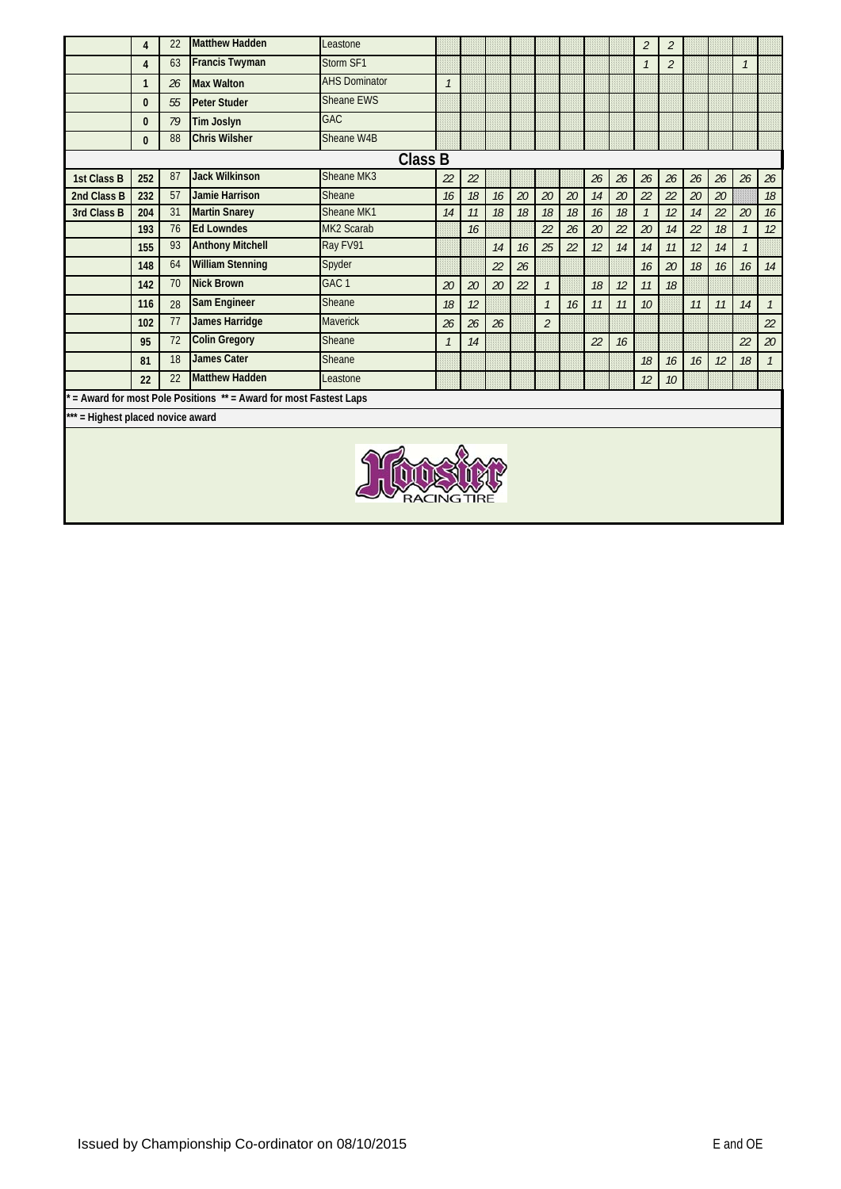| | | | | | | | | | | | | | | | | | | |
|---|---|---|---|---|---|---|---|---|---|---|---|---|---|---|---|---|---|---|
| | 4 | 22 | **Matthew Hadden** | Leastone | | | | | | | | | 2 | 2 | | | | |
| | 4 | 63 | **Francis Twyman** | Storm SF1 | | | | | | | | | 1 | 2 | | | 1 | |
| | 1 | 26 | **Max Walton** | AHS Dominator | 1 | | | | | | | | | | | | | |
| | 0 | 55 | **Peter Studer** | Sheane EWS | | | | | | | | | | | | | | |
| | 0 | 79 | **Tim Joslyn** | GAC | | | | | | | | | | | | | | |
| | 0 | 88 | **Chris Wilsher** | Sheane W4B | | | | | | | | | | | | | | |
| | | | | **Class B** | | | | | | | | | | | | | | |
| **1st Class B** | 252 | 87 | **Jack Wilkinson** | Sheane MK3 | 22 | 22 | | | | | 26 | 26 | 26 | 26 | 26 | 26 | 26 | 26 |
| **2nd Class B** | 232 | 57 | **Jamie Harrison** | Sheane | 16 | 18 | 16 | 20 | 20 | 20 | 14 | 20 | 22 | 22 | 20 | 20 | | 18 |
| **3rd Class B** | 204 | 31 | **Martin Snarey** | Sheane MK1 | 14 | 11 | 18 | 18 | 18 | 18 | 16 | 18 | 1 | 12 | 14 | 22 | 20 | 16 |
| | 193 | 76 | **Ed Lowndes** | MK2 Scarab | | 16 | | | 22 | 26 | 20 | 22 | 20 | 14 | 22 | 18 | 1 | 12 |
| | 155 | 93 | **Anthony Mitchell** | Ray FV91 | | | 14 | 16 | 25 | 22 | 12 | 14 | 14 | 11 | 12 | 14 | 1 | |
| | 148 | 64 | **William Stenning** | Spyder | | | 22 | 26 | | | | | 16 | 20 | 18 | 16 | 16 | 14 |
| | 142 | 70 | **Nick Brown** | GAC 1 | 20 | 20 | 20 | 22 | 1 | | 18 | 12 | 11 | 18 | | | | |
| | 116 | 28 | **Sam Engineer** | Sheane | 18 | 12 | | | 1 | 16 | 11 | 11 | 10 | | 11 | 11 | 14 | 1 |
| | 102 | 77 | **James Harridge** | Maverick | 26 | 26 | 26 | | 2 | | | | | | | | | 22 |
| | 95 | 72 | **Colin Gregory** | Sheane | 1 | 14 | | | | | 22 | 16 | | | | | 22 | 20 |
| | 81 | 18 | **James Cater** | Sheane | | | | | | | | | 18 | 16 | 16 | 12 | 18 | 1 |
| | 22 | 22 | **Matthew Hadden** | Leastone | | | | | | | | | 12 | 10 | | | | |

**\* = Award for most Pole Positions \*\* = Award for most Fastest Laps**

**\*\*\* = Highest placed novice award**

Hoosier RACING TIRE

Issued by Championship Co-ordinator on 08/10/2015

E and OE